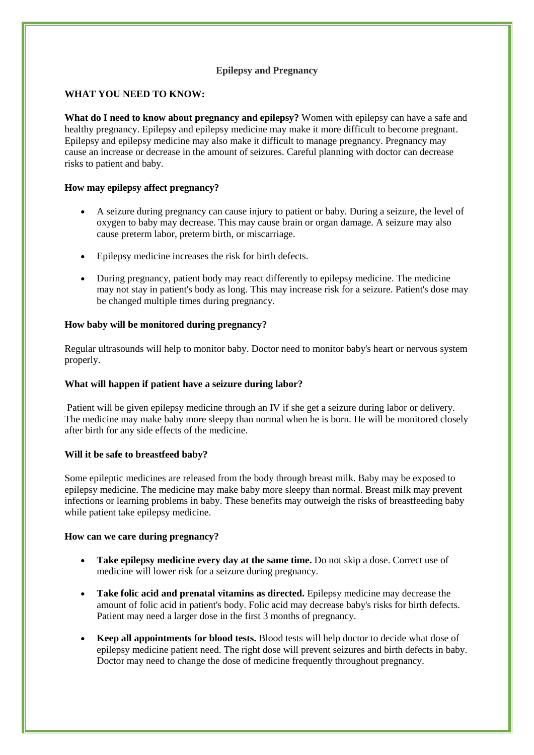# Epilepsy and Pregnancy

## WHAT YOU NEED TO KNOW:

**What do I need to know about pregnancy and epilepsy?** Women with epilepsy can have a safe and healthy pregnancy. Epilepsy and epilepsy medicine may make it more difficult to become pregnant. Epilepsy and epilepsy medicine may also make it difficult to manage pregnancy. Pregnancy may cause an increase or decrease in the amount of seizures. Careful planning with doctor can decrease risks to patient and baby.

### How may epilepsy affect pregnancy?

- A seizure during pregnancy can cause injury to patient or baby. During a seizure, the level of oxygen to baby may decrease. This may cause brain or organ damage. A seizure may also cause preterm labor, preterm birth, or miscarriage.
- Epilepsy medicine increases the risk for birth defects.
- During pregnancy, patient body may react differently to epilepsy medicine. The medicine may not stay in patient's body as long. This may increase risk for a seizure. Patient's dose may be changed multiple times during pregnancy.

### How baby will be monitored during pregnancy?

Regular ultrasounds will help to monitor baby. Doctor need to monitor baby's heart or nervous system properly.

### What will happen if patient have a seizure during labor?

Patient will be given epilepsy medicine through an IV if she get a seizure during labor or delivery. The medicine may make baby more sleepy than normal when he is born. He will be monitored closely after birth for any side effects of the medicine.

### Will it be safe to breastfeed baby?

Some epileptic medicines are released from the body through breast milk. Baby may be exposed to epilepsy medicine. The medicine may make baby more sleepy than normal. Breast milk may prevent infections or learning problems in baby. These benefits may outweigh the risks of breastfeeding baby while patient take epilepsy medicine.

### How can we care during pregnancy?

- **Take epilepsy medicine every day at the same time.** Do not skip a dose. Correct use of medicine will lower risk for a seizure during pregnancy.
- **Take folic acid and prenatal vitamins as directed.** Epilepsy medicine may decrease the amount of folic acid in patient's body. Folic acid may decrease baby's risks for birth defects. Patient may need a larger dose in the first 3 months of pregnancy.
- **Keep all appointments for blood tests.** Blood tests will help doctor to decide what dose of epilepsy medicine patient need. The right dose will prevent seizures and birth defects in baby. Doctor may need to change the dose of medicine frequently throughout pregnancy.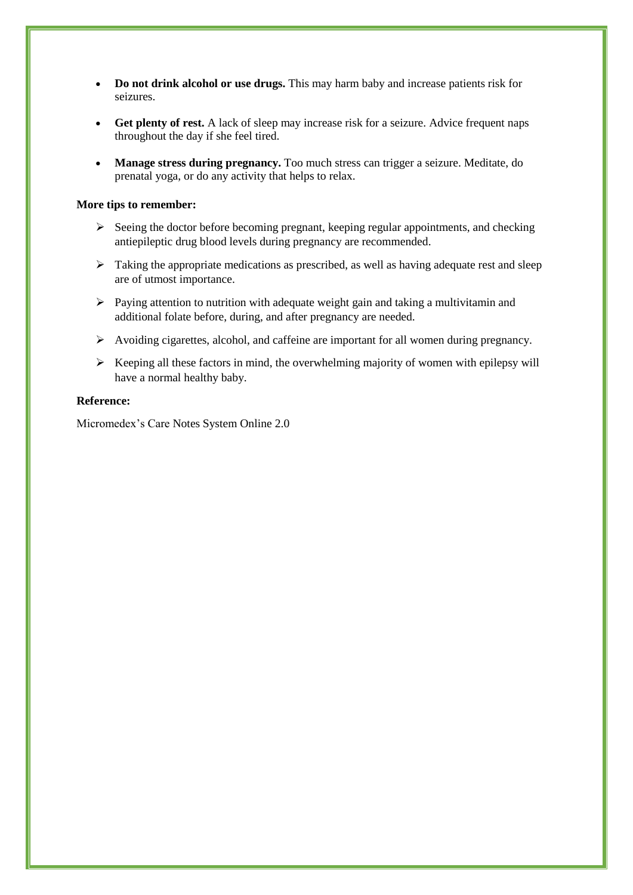- **Do not drink alcohol or use drugs.** This may harm baby and increase patients risk for seizures.
- **Get plenty of rest.** A lack of sleep may increase risk for a seizure. Advice frequent naps throughout the day if she feel tired.
- **Manage stress during pregnancy.** Too much stress can trigger a seizure. Meditate, do prenatal yoga, or do any activity that helps to relax.

**More tips to remember:**

- Seeing the doctor before becoming pregnant, keeping regular appointments, and checking antiepileptic drug blood levels during pregnancy are recommended.
- Taking the appropriate medications as prescribed, as well as having adequate rest and sleep are of utmost importance.
- Paying attention to nutrition with adequate weight gain and taking a multivitamin and additional folate before, during, and after pregnancy are needed.
- Avoiding cigarettes, alcohol, and caffeine are important for all women during pregnancy.
- Keeping all these factors in mind, the overwhelming majority of women with epilepsy will have a normal healthy baby.

**Reference:**

Micromedex's Care Notes System Online 2.0